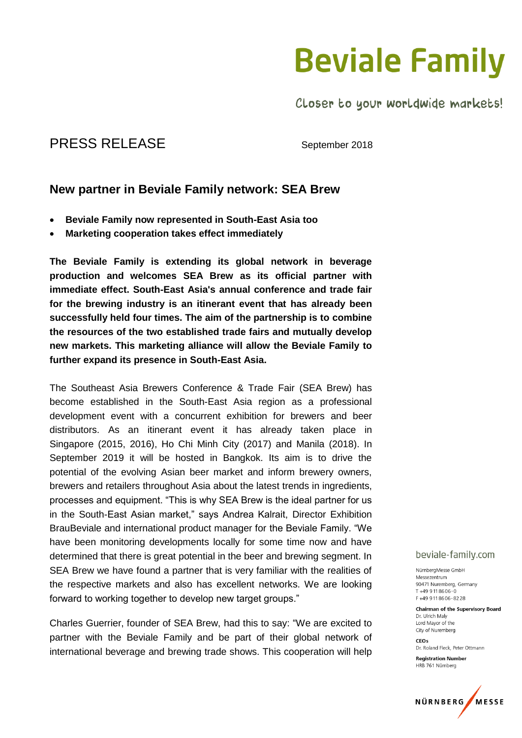# Beviale Family

Closer to your worldwide markets!

PRESS RELEASE

September 2018

## New partner in Beviale Family network: SEA Brew

- **Beviale Family now represented in South-East Asia too**
- **Marketing cooperation takes effect immediately**

**The Beviale Family is extending its global network in beverage production and welcomes SEA Brew as its official partner with immediate effect. South-East Asia's annual conference and trade fair for the brewing industry is an itinerant event that has already been successfully held four times. The aim of the partnership is to combine the resources of the two established trade fairs and mutually develop new markets. This marketing alliance will allow the Beviale Family to further expand its presence in South-East Asia.**

The Southeast Asia Brewers Conference & Trade Fair (SEA Brew) has become established in the South-East Asia region as a professional development event with a concurrent exhibition for brewers and beer distributors. As an itinerant event it has already taken place in Singapore (2015, 2016), Ho Chi Minh City (2017) and Manila (2018). In September 2019 it will be hosted in Bangkok. Its aim is to drive the potential of the evolving Asian beer market and inform brewery owners, brewers and retailers throughout Asia about the latest trends in ingredients, processes and equipment. "This is why SEA Brew is the ideal partner for us in the South-East Asian market," says Andrea Kalrait, Director Exhibition BrauBeviale and international product manager for the Beviale Family. "We have been monitoring developments locally for some time now and have determined that there is great potential in the beer and brewing segment. In SEA Brew we have found a partner that is very familiar with the realities of the respective markets and also has excellent networks. We are looking forward to working together to develop new target groups."

Charles Guerrier, founder of SEA Brew, had this to say: "We are excited to partner with the Beviale Family and be part of their global network of international beverage and brewing trade shows. This cooperation will help

beviale-family.com

NürnbergMesse GmbH
Messezentrum
90471 Nuremberg, Germany
T +49 9 11 86 06-0
F +49 9 11 86 06-82 28

**Chairman of the Supervisory Board**
Dr. Ulrich Maly
Lord Mayor of the
City of Nuremberg

**CEOs**
Dr. Roland Fleck, Peter Ottmann

**Registration Number**
HRB 761 Nürnberg

NÜRNBERG MESSE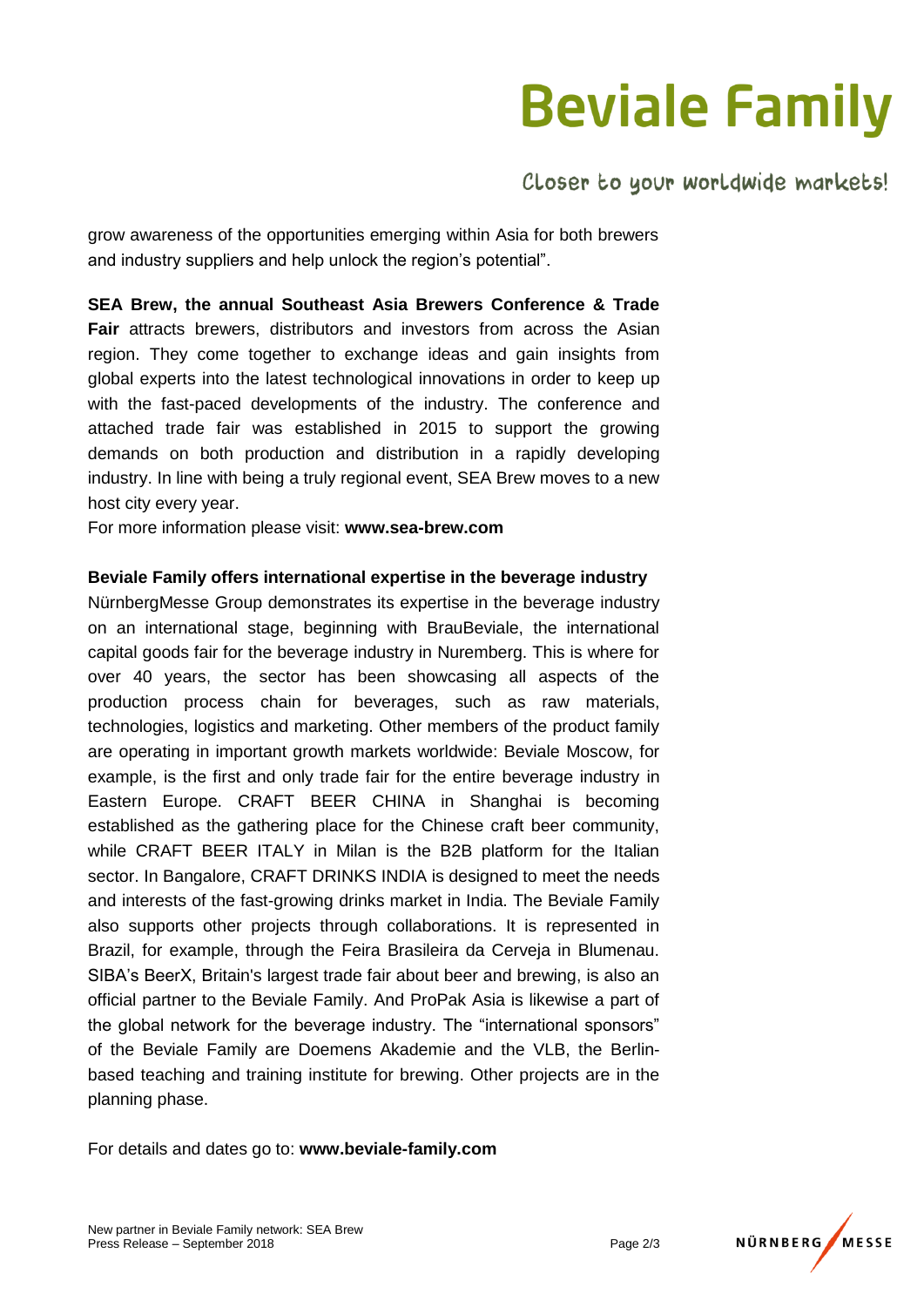grow awareness of the opportunities emerging within Asia for both brewers and industry suppliers and help unlock the region's potential".

**SEA Brew, the annual Southeast Asia Brewers Conference & Trade Fair** attracts brewers, distributors and investors from across the Asian region. They come together to exchange ideas and gain insights from global experts into the latest technological innovations in order to keep up with the fast-paced developments of the industry. The conference and attached trade fair was established in 2015 to support the growing demands on both production and distribution in a rapidly developing industry. In line with being a truly regional event, SEA Brew moves to a new host city every year.
For more information please visit: **www.sea-brew.com**

**Beviale Family offers international expertise in the beverage industry**

NürnbergMesse Group demonstrates its expertise in the beverage industry on an international stage, beginning with BrauBeviale, the international capital goods fair for the beverage industry in Nuremberg. This is where for over 40 years, the sector has been showcasing all aspects of the production process chain for beverages, such as raw materials, technologies, logistics and marketing. Other members of the product family are operating in important growth markets worldwide: Beviale Moscow, for example, is the first and only trade fair for the entire beverage industry in Eastern Europe. CRAFT BEER CHINA in Shanghai is becoming established as the gathering place for the Chinese craft beer community, while CRAFT BEER ITALY in Milan is the B2B platform for the Italian sector. In Bangalore, CRAFT DRINKS INDIA is designed to meet the needs and interests of the fast-growing drinks market in India. The Beviale Family also supports other projects through collaborations. It is represented in Brazil, for example, through the Feira Brasileira da Cerveja in Blumenau. SIBA's BeerX, Britain's largest trade fair about beer and brewing, is also an official partner to the Beviale Family. And ProPak Asia is likewise a part of the global network for the beverage industry. The "international sponsors" of the Beviale Family are Doemens Akademie and the VLB, the Berlin-based teaching and training institute for brewing. Other projects are in the planning phase.

For details and dates go to: **www.beviale-family.com**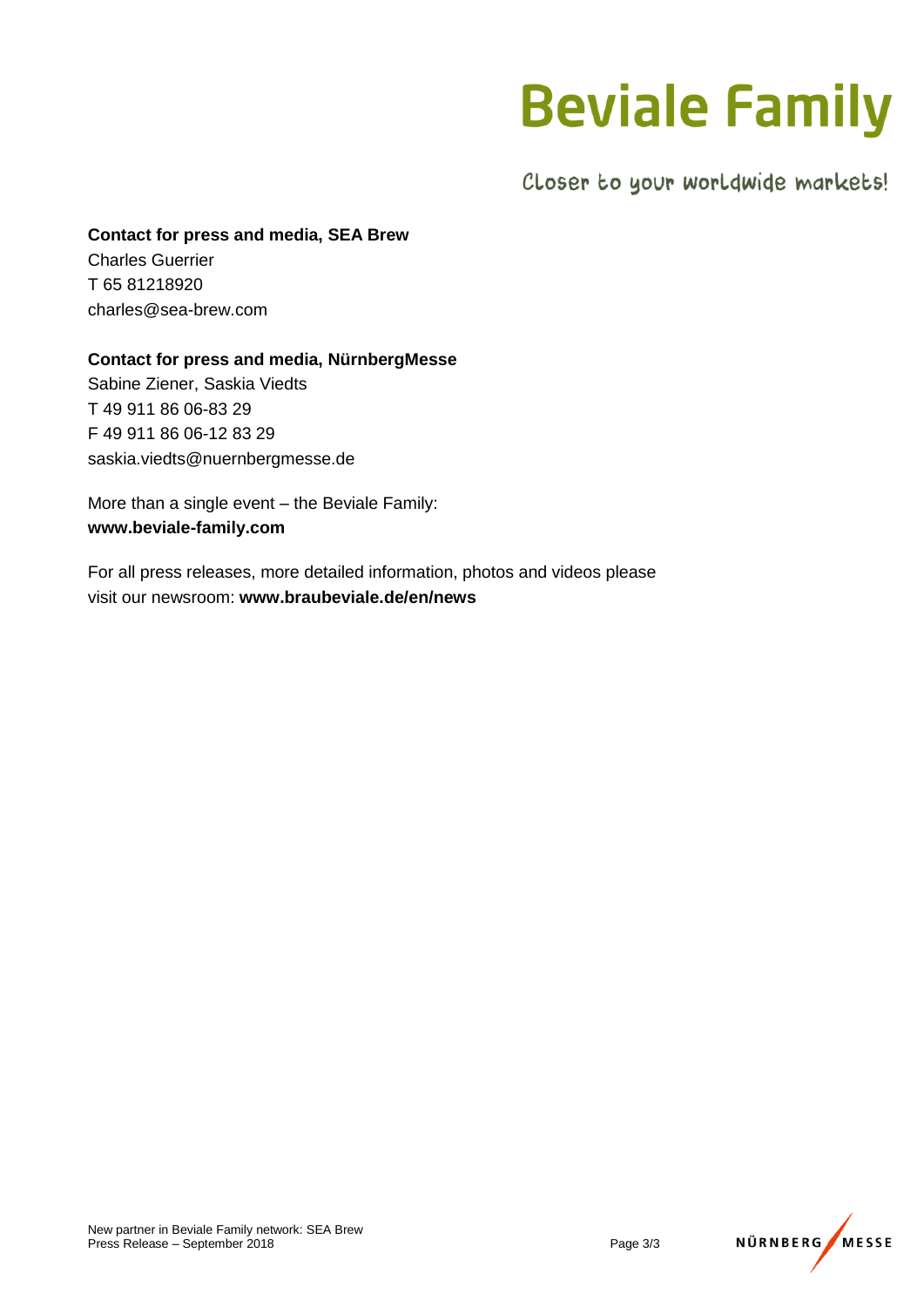**Contact for press and media, SEA Brew**
Charles Guerrier
T 65 81218920
charles@sea-brew.com

**Contact for press and media, NürnbergMesse**
Sabine Ziener, Saskia Viedts
T 49 911 86 06-83 29
F 49 911 86 06-12 83 29
saskia.viedts@nuernbergmesse.de

More than a single event – the Beviale Family:
**www.beviale-family.com**

For all press releases, more detailed information, photos and videos please visit our newsroom: **www.braubeviale.de/en/news**